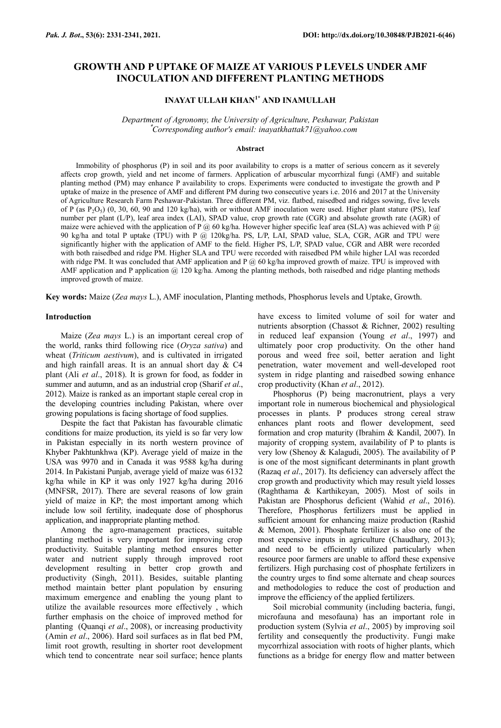# GROWTH AND P UPTAKE OF MAIZE AT VARIOUS P LEVELS UNDER AMF INOCULATION AND DIFFERENT PLANTING METHODS

**INAYAT ULLAH KHAN[1*] AND INAMULLAH**

*Department of Agronomy, the University of Agriculture, Peshawar, Pakistan*
*[*]Corresponding author's email: inayatkhattak71@yahoo.com*

### Abstract

Immobility of phosphorus (P) in soil and its poor availability to crops is a matter of serious concern as it severely affects crop growth, yield and net income of farmers. Application of arbuscular mycorrhizal fungi (AMF) and suitable planting method (PM) may enhance P availability to crops. Experiments were conducted to investigate the growth and P uptake of maize in the presence of AMF and different PM during two consecutive years i.e. 2016 and 2017 at the University of Agriculture Research Farm Peshawar-Pakistan. Three different PM, viz. flatbed, raisedbed and ridges sowing, five levels of P (as $P_2O_5$) (0, 30, 60, 90 and 120 kg/ha), with or without AMF inoculation were used. Higher plant stature (PS), leaf number per plant (L/P), leaf area index (LAI), SPAD value, crop growth rate (CGR) and absolute growth rate (AGR) of maize were achieved with the application of P @ 60 kg/ha. However higher specific leaf area (SLA) was achieved with P @ 90 kg/ha and total P uptake (TPU) with P @ 120kg/ha. PS, L/P, LAI, SPAD value, SLA, CGR, AGR and TPU were significantly higher with the application of AMF to the field. Higher PS, L/P, SPAD value, CGR and ABR were recorded with both raisedbed and ridge PM. Higher SLA and TPU were recorded with raisedbed PM while higher LAI was recorded with ridge PM. It was concluded that AMF application and P @ 60 kg/ha improved growth of maize. TPU is improved with AMF application and P application @ 120 kg/ha. Among the planting methods, both raisedbed and ridge planting methods improved growth of maize.

**Key words:** Maize (*Zea mays* L.), AMF inoculation, Planting methods, Phosphorus levels and Uptake, Growth.

## Introduction

Maize (*Zea mays* L.) is an important cereal crop of the world, ranks third following rice (*Oryza sativa*) and wheat (*Triticum aestivum*), and is cultivated in irrigated and high rainfall areas. It is an annual short day & C4 plant (Ali *et al*., 2018). It is grown for food, as fodder in summer and autumn, and as an industrial crop (Sharif *et al*., 2012). Maize is ranked as an important staple cereal crop in the developing countries including Pakistan, where over growing populations is facing shortage of food supplies.

Despite the fact that Pakistan has favourable climatic conditions for maize production, its yield is so far very low in Pakistan especially in its north western province of Khyber Pakhtunkhwa (KP). Average yield of maize in the USA was 9970 and in Canada it was 9588 kg/ha during 2014. In Pakistani Punjab, average yield of maize was 6132 kg/ha while in KP it was only 1927 kg/ha during 2016 (MNFSR, 2017). There are several reasons of low grain yield of maize in KP; the most important among which include low soil fertility, inadequate dose of phosphorus application, and inappropriate planting method.

Among the agro-management practices, suitable planting method is very important for improving crop productivity. Suitable planting method ensures better water and nutrient supply through improved root development resulting in better crop growth and productivity (Singh, 2011). Besides, suitable planting method maintain better plant population by ensuring maximum emergence and enabling the young plant to utilize the available resources more effectively , which further emphasis on the choice of improved method for planting (Quanqi *et al*., 2008), or increasing productivity (Amin *et al*., 2006). Hard soil surfaces as in flat bed PM, limit root growth, resulting in shorter root development which tend to concentrate near soil surface; hence plants have excess to limited volume of soil for water and nutrients absorption (Chassot & Richner, 2002) resulting in reduced leaf expansion (Young *et al*., 1997) and ultimately poor crop productivity. On the other hand porous and weed free soil, better aeration and light penetration, water movement and well-developed root system in ridge planting and raisedbed sowing enhance crop productivity (Khan *et al*., 2012).

Phosphorus (P) being macronutrient, plays a very important role in numerous biochemical and physiological processes in plants. P produces strong cereal straw enhances plant roots and flower development, seed formation and crop maturity (Ibrahim & Kandil, 2007). In majority of cropping system, availability of P to plants is very low (Shenoy & Kalagudi, 2005). The availability of P is one of the most significant determinants in plant growth (Razaq *et al*., 2017). Its deficiency can adversely affect the crop growth and productivity which may result yield losses (Raghthama & Karthikeyan, 2005). Most of soils in Pakistan are Phosphorus deficient (Wahid *et al*., 2016). Therefore, Phosphorus fertilizers must be applied in sufficient amount for enhancing maize production (Rashid & Memon, 2001). Phosphate fertilizer is also one of the most expensive inputs in agriculture (Chaudhary, 2013); and need to be efficiently utilized particularly when resource poor farmers are unable to afford these expensive fertilizers. High purchasing cost of phosphate fertilizers in the country urges to find some alternate and cheap sources and methodologies to reduce the cost of production and improve the efficiency of the applied fertilizers.

Soil microbial community (including bacteria, fungi, microfauna and mesofauna) has an important role in production system (Sylvia *et al*., 2005) by improving soil fertility and consequently the productivity. Fungi make mycorrhizal association with roots of higher plants, which functions as a bridge for energy flow and matter between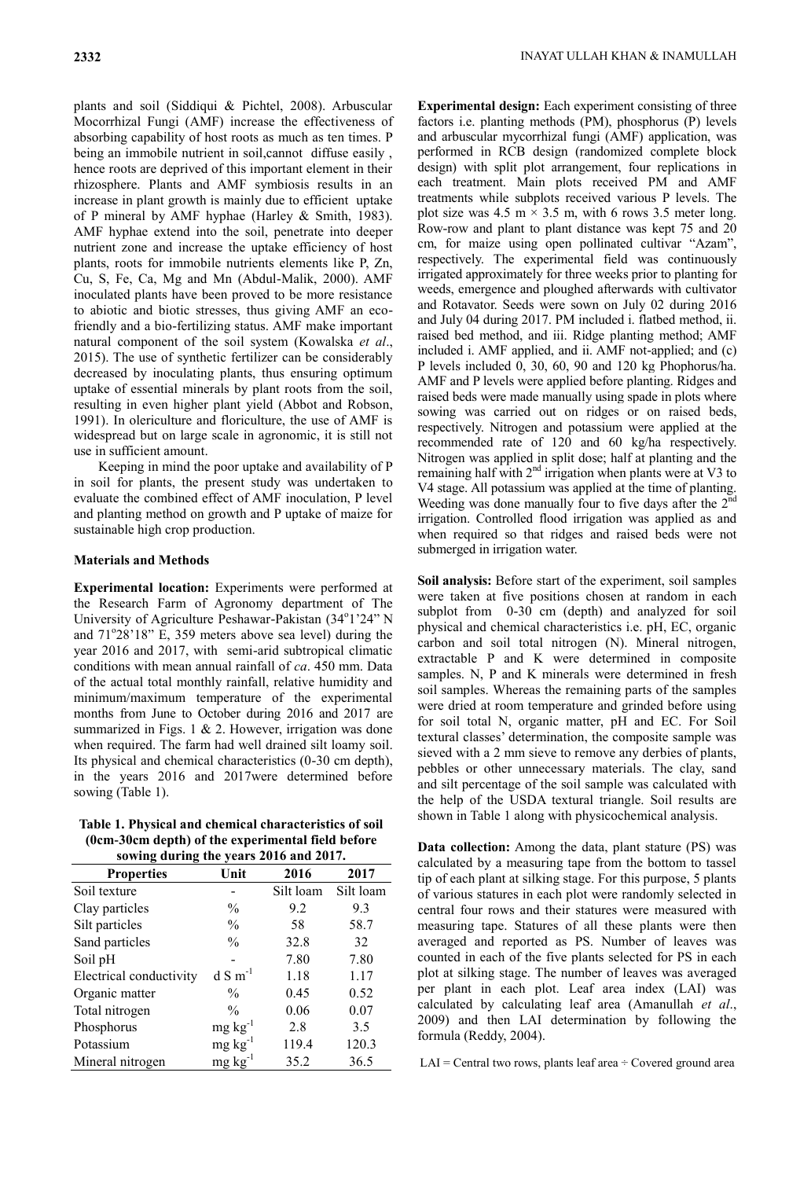plants and soil (Siddiqui & Pichtel, 2008). Arbuscular Mocorrhizal Fungi (AMF) increase the effectiveness of absorbing capability of host roots as much as ten times. P being an immobile nutrient in soil,cannot diffuse easily , hence roots are deprived of this important element in their rhizosphere. Plants and AMF symbiosis results in an increase in plant growth is mainly due to efficient uptake of P mineral by AMF hyphae (Harley & Smith, 1983). AMF hyphae extend into the soil, penetrate into deeper nutrient zone and increase the uptake efficiency of host plants, roots for immobile nutrients elements like P, Zn, Cu, S, Fe, Ca, Mg and Mn (Abdul-Malik, 2000). AMF inoculated plants have been proved to be more resistance to abiotic and biotic stresses, thus giving AMF an eco-friendly and a bio-fertilizing status. AMF make important natural component of the soil system (Kowalska *et al*., 2015). The use of synthetic fertilizer can be considerably decreased by inoculating plants, thus ensuring optimum uptake of essential minerals by plant roots from the soil, resulting in even higher plant yield (Abbot and Robson, 1991). In olericulture and floriculture, the use of AMF is widespread but on large scale in agronomic, it is still not use in sufficient amount.

Keeping in mind the poor uptake and availability of P in soil for plants, the present study was undertaken to evaluate the combined effect of AMF inoculation, P level and planting method on growth and P uptake of maize for sustainable high crop production.

## Materials and Methods

**Experimental location:** Experiments were performed at the Research Farm of Agronomy department of The University of Agriculture Peshawar-Pakistan (34°1'24" N and 71°28'18" E, 359 meters above sea level) during the year 2016 and 2017, with semi-arid subtropical climatic conditions with mean annual rainfall of *ca*. 450 mm. Data of the actual total monthly rainfall, relative humidity and minimum/maximum temperature of the experimental months from June to October during 2016 and 2017 are summarized in Figs. 1 & 2. However, irrigation was done when required. The farm had well drained silt loamy soil. Its physical and chemical characteristics (0-30 cm depth), in the years 2016 and 2017were determined before sowing (Table 1).

**Table 1. Physical and chemical characteristics of soil (0cm-30cm depth) of the experimental field before sowing during the years 2016 and 2017.**

| Properties | Unit | 2016 | 2017 |
|---|---|---|---|
| Soil texture | - | Silt loam | Silt loam |
| Clay particles | % | 9.2 | 9.3 |
| Silt particles | % | 58 | 58.7 |
| Sand particles | % | 32.8 | 32 |
| Soil pH | - | 7.80 | 7.80 |
| Electrical conductivity | $d\ S\ m^{-1}$ | 1.18 | 1.17 |
| Organic matter | % | 0.45 | 0.52 |
| Total nitrogen | % | 0.06 | 0.07 |
| Phosphorus | $mg\ kg^{-1}$ | 2.8 | 3.5 |
| Potassium | $mg\ kg^{-1}$ | 119.4 | 120.3 |
| Mineral nitrogen | $mg\ kg^{-1}$ | 35.2 | 36.5 |

**Experimental design:** Each experiment consisting of three factors i.e. planting methods (PM), phosphorus (P) levels and arbuscular mycorrhizal fungi (AMF) application, was performed in RCB design (randomized complete block design) with split plot arrangement, four replications in each treatment. Main plots received PM and AMF treatments while subplots received various P levels. The plot size was 4.5 m × 3.5 m, with 6 rows 3.5 meter long. Row-row and plant to plant distance was kept 75 and 20 cm, for maize using open pollinated cultivar "Azam", respectively. The experimental field was continuously irrigated approximately for three weeks prior to planting for weeds, emergence and ploughed afterwards with cultivator and Rotavator. Seeds were sown on July 02 during 2016 and July 04 during 2017. PM included i. flatbed method, ii. raised bed method, and iii. Ridge planting method; AMF included i. AMF applied, and ii. AMF not-applied; and (c) P levels included 0, 30, 60, 90 and 120 kg Phophorus/ha. AMF and P levels were applied before planting. Ridges and raised beds were made manually using spade in plots where sowing was carried out on ridges or on raised beds, respectively. Nitrogen and potassium were applied at the recommended rate of 120 and 60 kg/ha respectively. Nitrogen was applied in split dose; half at planting and the remaining half with 2nd irrigation when plants were at V3 to V4 stage. All potassium was applied at the time of planting. Weeding was done manually four to five days after the 2nd irrigation. Controlled flood irrigation was applied as and when required so that ridges and raised beds were not submerged in irrigation water.

**Soil analysis:** Before start of the experiment, soil samples were taken at five positions chosen at random in each subplot from 0-30 cm (depth) and analyzed for soil physical and chemical characteristics i.e. pH, EC, organic carbon and soil total nitrogen (N). Mineral nitrogen, extractable P and K were determined in composite samples. N, P and K minerals were determined in fresh soil samples. Whereas the remaining parts of the samples were dried at room temperature and grinded before using for soil total N, organic matter, pH and EC. For Soil textural classes' determination, the composite sample was sieved with a 2 mm sieve to remove any derbies of plants, pebbles or other unnecessary materials. The clay, sand and silt percentage of the soil sample was calculated with the help of the USDA textural triangle. Soil results are shown in Table 1 along with physicochemical analysis.

**Data collection:** Among the data, plant stature (PS) was calculated by a measuring tape from the bottom to tassel tip of each plant at silking stage. For this purpose, 5 plants of various statures in each plot were randomly selected in central four rows and their statures were measured with measuring tape. Statures of all these plants were then averaged and reported as PS. Number of leaves was counted in each of the five plants selected for PS in each plot at silking stage. The number of leaves was averaged per plant in each plot. Leaf area index (LAI) was calculated by calculating leaf area (Amanullah *et al*., 2009) and then LAI determination by following the formula (Reddy, 2004).

$$\text{LAI} = \text{Central two rows, plants leaf area} \div \text{Covered ground area}$$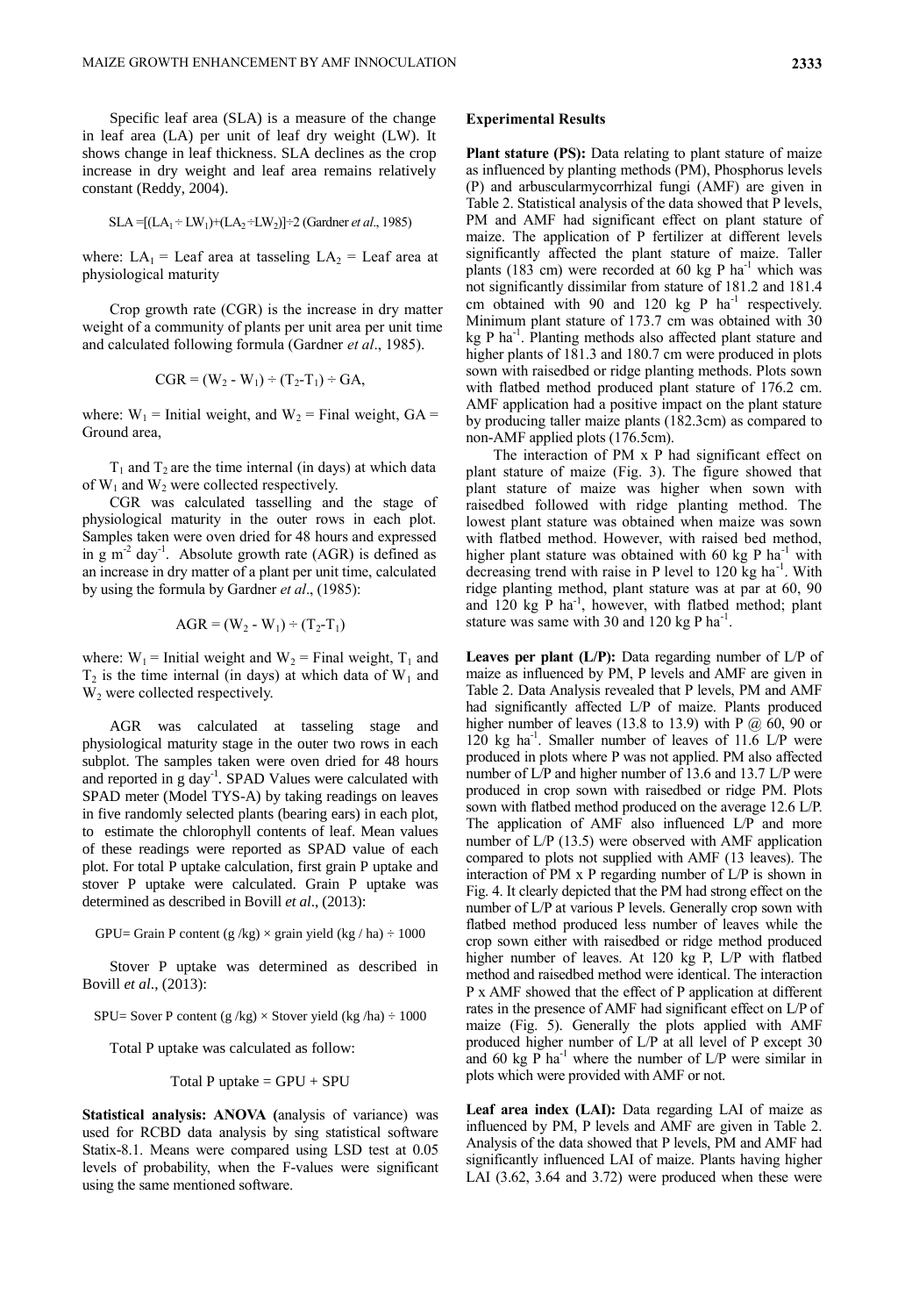Specific leaf area (SLA) is a measure of the change in leaf area (LA) per unit of leaf dry weight (LW). It shows change in leaf thickness. SLA declines as the crop increase in dry weight and leaf area remains relatively constant (Reddy, 2004).

$$SLA = [(LA_1 \div LW_1) + (LA_2 \div LW_2)] \div 2$$ (Gardner *et al*., 1985)

where: $LA_1$ = Leaf area at tasseling $LA_2$ = Leaf area at physiological maturity

Crop growth rate (CGR) is the increase in dry matter weight of a community of plants per unit area per unit time and calculated following formula (Gardner *et al*., 1985).

$$CGR = (W_2 - W_1) \div (T_2 - T_1) \div GA,$$

where: $W_1$ = Initial weight, and $W_2$ = Final weight, GA = Ground area,

$T_1$ and $T_2$ are the time internal (in days) at which data of $W_1$ and $W_2$ were collected respectively.

CGR was calculated tasselling and the stage of physiological maturity in the outer rows in each plot. Samples taken were oven dried for 48 hours and expressed in g $m^{-2}$ $day^{-1}$. Absolute growth rate (AGR) is defined as an increase in dry matter of a plant per unit time, calculated by using the formula by Gardner *et al*., (1985):

$$AGR = (W_2 - W_1) \div (T_2 - T_1)$$

where: $W_1$ = Initial weight and $W_2$ = Final weight, $T_1$ and $T_2$ is the time internal (in days) at which data of $W_1$ and $W_2$ were collected respectively.

AGR was calculated at tasseling stage and physiological maturity stage in the outer two rows in each subplot. The samples taken were oven dried for 48 hours and reported in g $day^{-1}$. SPAD Values were calculated with SPAD meter (Model TYS-A) by taking readings on leaves in five randomly selected plants (bearing ears) in each plot, to estimate the chlorophyll contents of leaf. Mean values of these readings were reported as SPAD value of each plot. For total P uptake calculation, first grain P uptake and stover P uptake were calculated. Grain P uptake was determined as described in Bovill *et al*., (2013):

GPU= Grain P content (g /kg) × grain yield (kg / ha) ÷ 1000

Stover P uptake was determined as described in Bovill *et al*., (2013):

SPU= Sover P content (g /kg) × Stover yield (kg /ha) ÷ 1000

Total P uptake was calculated as follow:

Total P uptake = GPU + SPU

**Statistical analysis: ANOVA (**analysis of variance) was used for RCBD data analysis by sing statistical software Statix-8.1. Means were compared using LSD test at 0.05 levels of probability, when the F-values were significant using the same mentioned software.

**Experimental Results**

**Plant stature (PS):** Data relating to plant stature of maize as influenced by planting methods (PM), Phosphorus levels (P) and arbuscularmycorrhizal fungi (AMF) are given in Table 2. Statistical analysis of the data showed that P levels, PM and AMF had significant effect on plant stature of maize. The application of P fertilizer at different levels significantly affected the plant stature of maize. Taller plants (183 cm) were recorded at 60 kg P $ha^{-1}$ which was not significantly dissimilar from stature of 181.2 and 181.4 cm obtained with 90 and 120 kg P $ha^{-1}$ respectively. Minimum plant stature of 173.7 cm was obtained with 30 kg P $ha^{-1}$. Planting methods also affected plant stature and higher plants of 181.3 and 180.7 cm were produced in plots sown with raisedbed or ridge planting methods. Plots sown with flatbed method produced plant stature of 176.2 cm. AMF application had a positive impact on the plant stature by producing taller maize plants (182.3cm) as compared to non-AMF applied plots (176.5cm).

The interaction of PM x P had significant effect on plant stature of maize (Fig. 3). The figure showed that plant stature of maize was higher when sown with raisedbed followed with ridge planting method. The lowest plant stature was obtained when maize was sown with flatbed method. However, with raised bed method, higher plant stature was obtained with 60 kg P $ha^{-1}$ with decreasing trend with raise in P level to 120 kg $ha^{-1}$. With ridge planting method, plant stature was at par at 60, 90 and 120 kg P $ha^{-1}$, however, with flatbed method; plant stature was same with 30 and 120 kg P $ha^{-1}$.

**Leaves per plant (L/P):** Data regarding number of L/P of maize as influenced by PM, P levels and AMF are given in Table 2. Data Analysis revealed that P levels, PM and AMF had significantly affected L/P of maize. Plants produced higher number of leaves (13.8 to 13.9) with P @ 60, 90 or 120 kg $ha^{-1}$. Smaller number of leaves of 11.6 L/P were produced in plots where P was not applied. PM also affected number of L/P and higher number of 13.6 and 13.7 L/P were produced in crop sown with raisedbed or ridge PM. Plots sown with flatbed method produced on the average 12.6 L/P. The application of AMF also influenced L/P and more number of L/P (13.5) were observed with AMF application compared to plots not supplied with AMF (13 leaves). The interaction of PM x P regarding number of L/P is shown in Fig. 4. It clearly depicted that the PM had strong effect on the number of L/P at various P levels. Generally crop sown with flatbed method produced less number of leaves while the crop sown either with raisedbed or ridge method produced higher number of leaves. At 120 kg P, L/P with flatbed method and raisedbed method were identical. The interaction P x AMF showed that the effect of P application at different rates in the presence of AMF had significant effect on L/P of maize (Fig. 5). Generally the plots applied with AMF produced higher number of L/P at all level of P except 30 and 60 kg P $ha^{-1}$ where the number of L/P were similar in plots which were provided with AMF or not.

**Leaf area index (LAI):** Data regarding LAI of maize as influenced by PM, P levels and AMF are given in Table 2. Analysis of the data showed that P levels, PM and AMF had significantly influenced LAI of maize. Plants having higher LAI (3.62, 3.64 and 3.72) were produced when these were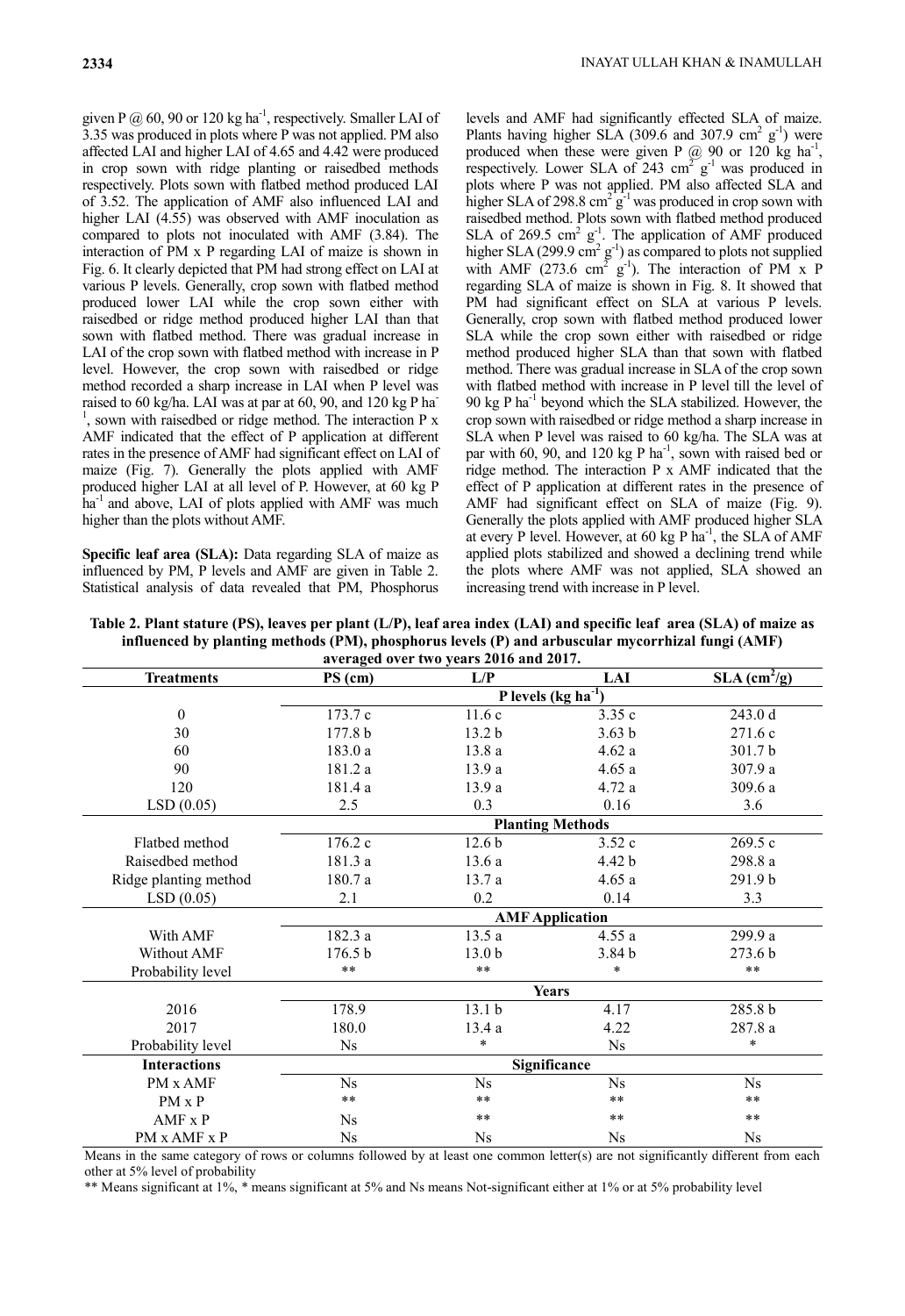given P @ 60, 90 or 120 kg ha$^{-1}$, respectively. Smaller LAI of 3.35 was produced in plots where P was not applied. PM also affected LAI and higher LAI of 4.65 and 4.42 were produced in crop sown with ridge planting or raisedbed methods respectively. Plots sown with flatbed method produced LAI of 3.52. The application of AMF also influenced LAI and higher LAI (4.55) was observed with AMF inoculation as compared to plots not inoculated with AMF (3.84). The interaction of PM x P regarding LAI of maize is shown in Fig. 6. It clearly depicted that PM had strong effect on LAI at various P levels. Generally, crop sown with flatbed method produced lower LAI while the crop sown either with raisedbed or ridge method produced higher LAI than that sown with flatbed method. There was gradual increase in LAI of the crop sown with flatbed method with increase in P level. However, the crop sown with raisedbed or ridge method recorded a sharp increase in LAI when P level was raised to 60 kg/ha. LAI was at par at 60, 90, and 120 kg P ha$^{-1}$, sown with raisedbed or ridge method. The interaction P x AMF indicated that the effect of P application at different rates in the presence of AMF had significant effect on LAI of maize (Fig. 7). Generally the plots applied with AMF produced higher LAI at all level of P. However, at 60 kg P ha$^{-1}$ and above, LAI of plots applied with AMF was much higher than the plots without AMF.

**Specific leaf area (SLA):** Data regarding SLA of maize as influenced by PM, P levels and AMF are given in Table 2. Statistical analysis of data revealed that PM, Phosphorus levels and AMF had significantly effected SLA of maize. Plants having higher SLA (309.6 and 307.9 cm$^2$ g$^{-1}$) were produced when these were given P @ 90 or 120 kg ha$^{-1}$, respectively. Lower SLA of 243 cm$^2$ g$^{-1}$ was produced in plots where P was not applied. PM also affected SLA and higher SLA of 298.8 cm$^2$ g$^{-1}$ was produced in crop sown with raisedbed method. Plots sown with flatbed method produced SLA of 269.5 cm$^2$ g$^{-1}$. The application of AMF produced higher SLA (299.9 cm$^2$ g$^{-1}$) as compared to plots not supplied with AMF (273.6 cm$^2$ g$^{-1}$). The interaction of PM x P regarding SLA of maize is shown in Fig. 8. It showed that PM had significant effect on SLA at various P levels. Generally, crop sown with flatbed method produced lower SLA while the crop sown either with raisedbed or ridge method produced higher SLA than that sown with flatbed method. There was gradual increase in SLA of the crop sown with flatbed method with increase in P level till the level of 90 kg P ha$^{-1}$ beyond which the SLA stabilized. However, the crop sown with raisedbed or ridge method a sharp increase in SLA when P level was raised to 60 kg/ha. The SLA was at par with 60, 90, and 120 kg P ha$^{-1}$, sown with raised bed or ridge method. The interaction P x AMF indicated that the effect of P application at different rates in the presence of AMF had significant effect on SLA of maize (Fig. 9). Generally the plots applied with AMF produced higher SLA at every P level. However, at 60 kg P ha$^{-1}$, the SLA of AMF applied plots stabilized and showed a declining trend while the plots where AMF was not applied, SLA showed an increasing trend with increase in P level.

**Table 2. Plant stature (PS), leaves per plant (L/P), leaf area index (LAI) and specific leaf area (SLA) of maize as influenced by planting methods (PM), phosphorus levels (P) and arbuscular mycorrhizal fungi (AMF) averaged over two years 2016 and 2017.**

| Treatments | PS (cm) | L/P | LAI | SLA (cm$^2$/g) |
|---|---|---|---|---|
| | **P levels (kg ha$^{-1}$)** | | | |
| 0 | 173.7 c | 11.6 c | 3.35 c | 243.0 d |
| 30 | 177.8 b | 13.2 b | 3.63 b | 271.6 c |
| 60 | 183.0 a | 13.8 a | 4.62 a | 301.7 b |
| 90 | 181.2 a | 13.9 a | 4.65 a | 307.9 a |
| 120 | 181.4 a | 13.9 a | 4.72 a | 309.6 a |
| LSD (0.05) | 2.5 | 0.3 | 0.16 | 3.6 |
| | **Planting Methods** | | | |
| Flatbed method | 176.2 c | 12.6 b | 3.52 c | 269.5 c |
| Raisedbed method | 181.3 a | 13.6 a | 4.42 b | 298.8 a |
| Ridge planting method | 180.7 a | 13.7 a | 4.65 a | 291.9 b |
| LSD (0.05) | 2.1 | 0.2 | 0.14 | 3.3 |
| | **AMF Application** | | | |
| With AMF | 182.3 a | 13.5 a | 4.55 a | 299.9 a |
| Without AMF | 176.5 b | 13.0 b | 3.84 b | 273.6 b |
| Probability level | ** | ** | * | ** |
| | **Years** | | | |
| 2016 | 178.9 | 13.1 b | 4.17 | 285.8 b |
| 2017 | 180.0 | 13.4 a | 4.22 | 287.8 a |
| Probability level | Ns | * | Ns | * |
| **Interactions** | **Significance** | | | |
| PM x AMF | Ns | Ns | Ns | Ns |
| PM x P | ** | ** | ** | ** |
| AMF x P | Ns | ** | ** | ** |
| PM x AMF x P | Ns | Ns | Ns | Ns |

Means in the same category of rows or columns followed by at least one common letter(s) are not significantly different from each other at 5% level of probability

** Means significant at 1%, * means significant at 5% and Ns means Not-significant either at 1% or at 5% probability level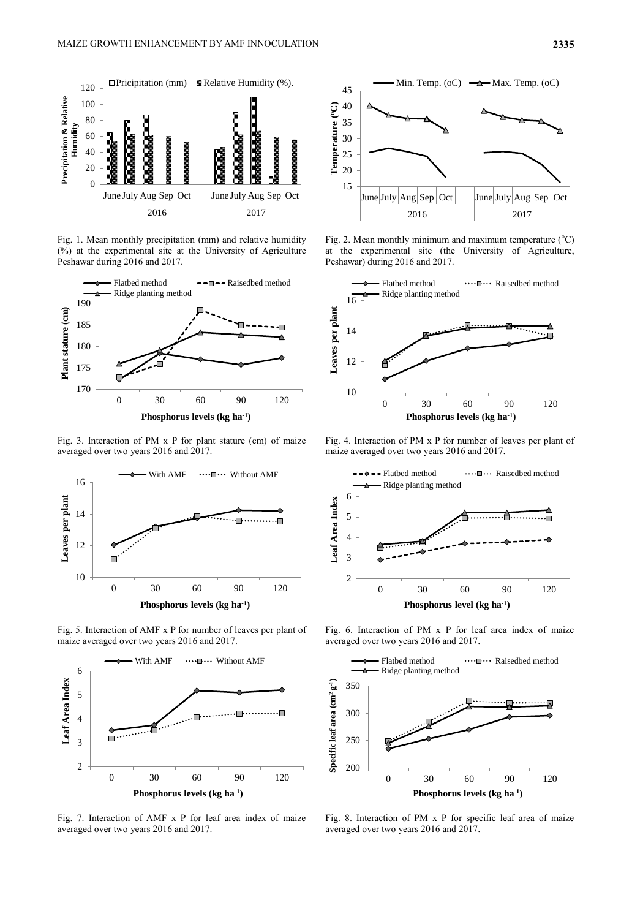Fig. 1. Mean monthly precipitation (mm) and relative humidity (%) at the experimental site at the University of Agriculture Peshawar during 2016 and 2017.

Fig. 2. Mean monthly minimum and maximum temperature ($^{o}C$) at the experimental site (the University of Agriculture, Peshawar) during 2016 and 2017.

Fig. 3. Interaction of PM x P for plant stature (cm) of maize averaged over two years 2016 and 2017.

Fig. 4. Interaction of PM x P for number of leaves per plant of maize averaged over two years 2016 and 2017.

Fig. 5. Interaction of AMF x P for number of leaves per plant of maize averaged over two years 2016 and 2017.

Fig. 6. Interaction of PM x P for leaf area index of maize averaged over two years 2016 and 2017.

Fig. 7. Interaction of AMF x P for leaf area index of maize averaged over two years 2016 and 2017.

Fig. 8. Interaction of PM x P for specific leaf area of maize averaged over two years 2016 and 2017.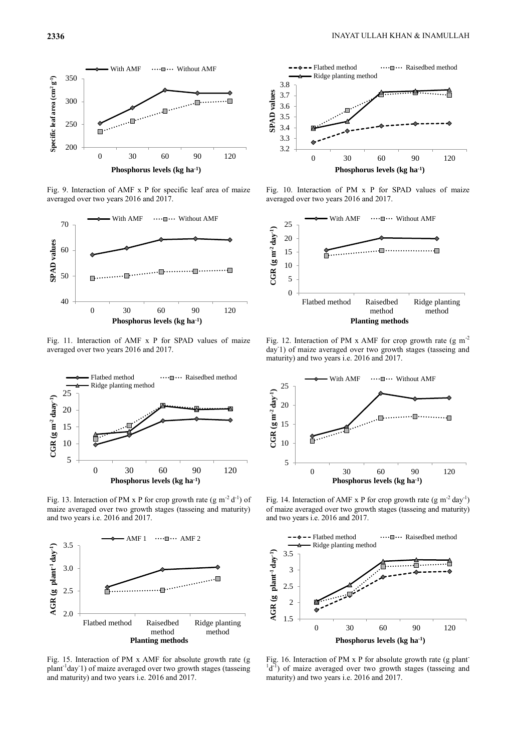Fig. 9. Interaction of AMF x P for specific leaf area of maize averaged over two years 2016 and 2017.

Fig. 10. Interaction of PM x P for SPAD values of maize averaged over two years 2016 and 2017.

Fig. 11. Interaction of AMF x P for SPAD values of maize averaged over two years 2016 and 2017.

Fig. 12. Interaction of PM x AMF for crop growth rate (g $m^{-2}$ $day^{-1}$) of maize averaged over two growth stages (tasseing and maturity) and two years i.e. 2016 and 2017.

Fig. 13. Interaction of PM x P for crop growth rate (g $m^{-2}$ $d^{-1}$) of maize averaged over two growth stages (tasseing and maturity) and two years i.e. 2016 and 2017.

Fig. 14. Interaction of AMF x P for crop growth rate (g $m^{-2}$ $day^{-1}$) of maize averaged over two growth stages (tasseing and maturity) and two years i.e. 2016 and 2017.

Fig. 15. Interaction of PM x AMF for absolute growth rate (g $plant^{-1}$ $day^{-1}$) of maize averaged over two growth stages (tasseing and maturity) and two years i.e. 2016 and 2017.

Fig. 16. Interaction of PM x P for absolute growth rate (g $plant^{-1}$ $d^{-1}$) of maize averaged over two growth stages (tasseing and maturity) and two years i.e. 2016 and 2017.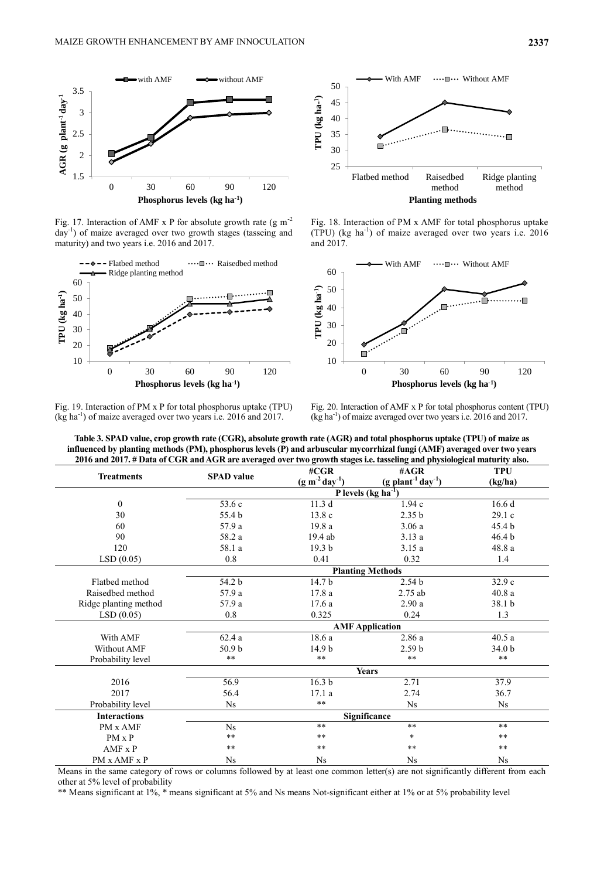Fig. 17. Interaction of AMF x P for absolute growth rate (g $m^{-2}$ $day^{-1}$) of maize averaged over two growth stages (tasseing and maturity) and two years i.e. 2016 and 2017.

Fig. 18. Interaction of PM x AMF for total phosphorus uptake (TPU) (kg $ha^{-1}$) of maize averaged over two years i.e. 2016 and 2017.

Fig. 19. Interaction of PM x P for total phosphorus uptake (TPU) (kg $ha^{-1}$) of maize averaged over two years i.e. 2016 and 2017.

Fig. 20. Interaction of AMF x P for total phosphorus content (TPU) (kg $ha^{-1}$) of maize averaged over two years i.e. 2016 and 2017.

**Table 3. SPAD value, crop growth rate (CGR), absolute growth rate (AGR) and total phosphorus uptake (TPU) of maize as influenced by planting methods (PM), phosphorus levels (P) and arbuscular mycorrhizal fungi (AMF) averaged over two years 2016 and 2017. # Data of CGR and AGR are averaged over two growth stages i.e. tasseling and physiological maturity also.**

| Treatments | SPAD value | #CGR (g $m^{-2}$ $day^{-1}$) | #AGR (g $plant^{-1}$ $day^{-1}$) | TPU (kg/ha) |
|---|---|---|---|---|
| | **P levels (kg $ha^{-1}$)** | | | |
| 0 | 53.6 c | 11.3 d | 1.94 c | 16.6 d |
| 30 | 55.4 b | 13.8 c | 2.35 b | 29.1 c |
| 60 | 57.9 a | 19.8 a | 3.06 a | 45.4 b |
| 90 | 58.2 a | 19.4 ab | 3.13 a | 46.4 b |
| 120 | 58.1 a | 19.3 b | 3.15 a | 48.8 a |
| LSD (0.05) | 0.8 | 0.41 | 0.32 | 1.4 |
| | **Planting Methods** | | | |
| Flatbed method | 54.2 b | 14.7 b | 2.54 b | 32.9 c |
| Raisedbed method | 57.9 a | 17.8 a | 2.75 ab | 40.8 a |
| Ridge planting method | 57.9 a | 17.6 a | 2.90 a | 38.1 b |
| LSD (0.05) | 0.8 | 0.325 | 0.24 | 1.3 |
| | **AMF Application** | | | |
| With AMF | 62.4 a | 18.6 a | 2.86 a | 40.5 a |
| Without AMF | 50.9 b | 14.9 b | 2.59 b | 34.0 b |
| Probability level | ** | ** | ** | ** |
| | **Years** | | | |
| 2016 | 56.9 | 16.3 b | 2.71 | 37.9 |
| 2017 | 56.4 | 17.1 a | 2.74 | 36.7 |
| Probability level | Ns | ** | Ns | Ns |
| **Interactions** | **Significance** | | | |
| PM x AMF | Ns | ** | ** | ** |
| PM x P | ** | ** | * | ** |
| AMF x P | ** | ** | ** | ** |
| PM x AMF x P | Ns | Ns | Ns | Ns |

Means in the same category of rows or columns followed by at least one common letter(s) are not significantly different from each other at 5% level of probability

** Means significant at 1%, * means significant at 5% and Ns means Not-significant either at 1% or at 5% probability level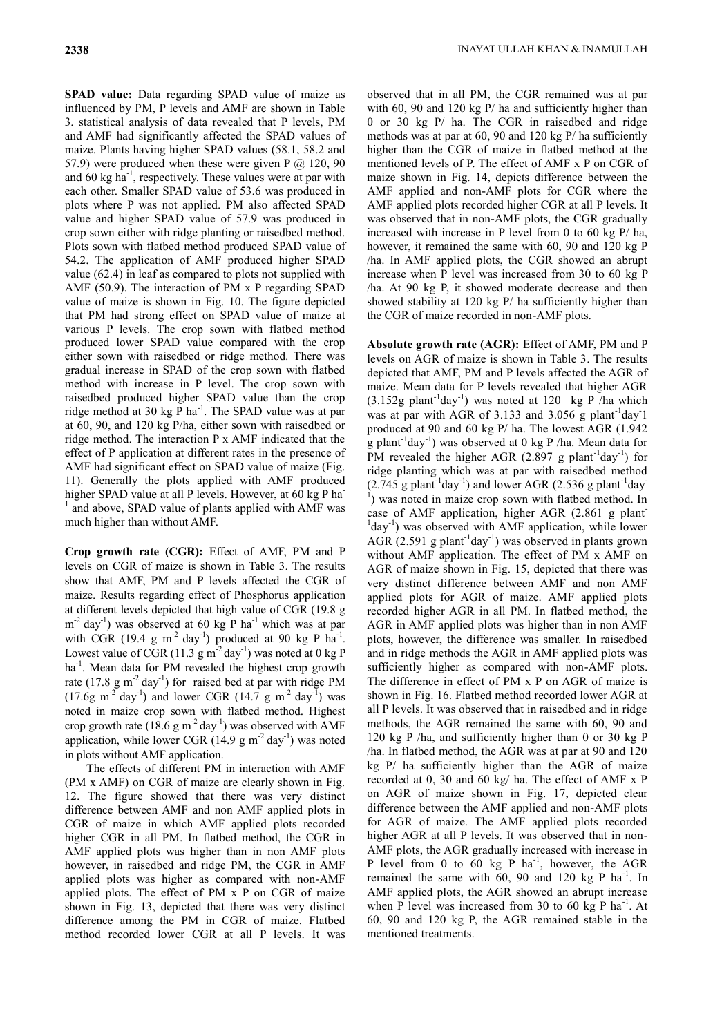**SPAD value:** Data regarding SPAD value of maize as influenced by PM, P levels and AMF are shown in Table 3. statistical analysis of data revealed that P levels, PM and AMF had significantly affected the SPAD values of maize. Plants having higher SPAD values (58.1, 58.2 and 57.9) were produced when these were given P @ 120, 90 and 60 kg ha$^{-1}$, respectively. These values were at par with each other. Smaller SPAD value of 53.6 was produced in plots where P was not applied. PM also affected SPAD value and higher SPAD value of 57.9 was produced in crop sown either with ridge planting or raisedbed method. Plots sown with flatbed method produced SPAD value of 54.2. The application of AMF produced higher SPAD value (62.4) in leaf as compared to plots not supplied with AMF (50.9). The interaction of PM x P regarding SPAD value of maize is shown in Fig. 10. The figure depicted that PM had strong effect on SPAD value of maize at various P levels. The crop sown with flatbed method produced lower SPAD value compared with the crop either sown with raisedbed or ridge method. There was gradual increase in SPAD of the crop sown with flatbed method with increase in P level. The crop sown with raisedbed produced higher SPAD value than the crop ridge method at 30 kg P ha$^{-1}$. The SPAD value was at par at 60, 90, and 120 kg P/ha, either sown with raisedbed or ridge method. The interaction P x AMF indicated that the effect of P application at different rates in the presence of AMF had significant effect on SPAD value of maize (Fig. 11). Generally the plots applied with AMF produced higher SPAD value at all P levels. However, at 60 kg P ha$^{-1}$ and above, SPAD value of plants applied with AMF was much higher than without AMF.

**Crop growth rate (CGR):** Effect of AMF, PM and P levels on CGR of maize is shown in Table 3. The results show that AMF, PM and P levels affected the CGR of maize. Results regarding effect of Phosphorus application at different levels depicted that high value of CGR (19.8 g m$^{-2}$ day$^{-1}$) was observed at 60 kg P ha$^{-1}$ which was at par with CGR (19.4 g m$^{-2}$ day$^{-1}$) produced at 90 kg P ha$^{-1}$. Lowest value of CGR (11.3 g m$^{-2}$ day$^{-1}$) was noted at 0 kg P ha$^{-1}$. Mean data for PM revealed the highest crop growth rate (17.8 g m$^{-2}$ day$^{-1}$) for raised bed at par with ridge PM (17.6g m$^{-2}$ day$^{-1}$) and lower CGR (14.7 g m$^{-2}$ day$^{-1}$) was noted in maize crop sown with flatbed method. Highest crop growth rate (18.6 g m$^{-2}$ day$^{-1}$) was observed with AMF application, while lower CGR (14.9 g m$^{-2}$ day$^{-1}$) was noted in plots without AMF application.

The effects of different PM in interaction with AMF (PM x AMF) on CGR of maize are clearly shown in Fig. 12. The figure showed that there was very distinct difference between AMF and non AMF applied plots in CGR of maize in which AMF applied plots recorded higher CGR in all PM. In flatbed method, the CGR in AMF applied plots was higher than in non AMF plots however, in raisedbed and ridge PM, the CGR in AMF applied plots was higher as compared with non-AMF applied plots. The effect of PM x P on CGR of maize shown in Fig. 13, depicted that there was very distinct difference among the PM in CGR of maize. Flatbed method recorded lower CGR at all P levels. It was observed that in all PM, the CGR remained was at par with 60, 90 and 120 kg P/ ha and sufficiently higher than 0 or 30 kg P/ ha. The CGR in raisedbed and ridge methods was at par at 60, 90 and 120 kg P/ ha sufficiently higher than the CGR of maize in flatbed method at the mentioned levels of P. The effect of AMF x P on CGR of maize shown in Fig. 14, depicts difference between the AMF applied and non-AMF plots for CGR where the AMF applied plots recorded higher CGR at all P levels. It was observed that in non-AMF plots, the CGR gradually increased with increase in P level from 0 to 60 kg P/ ha, however, it remained the same with 60, 90 and 120 kg P /ha. In AMF applied plots, the CGR showed an abrupt increase when P level was increased from 30 to 60 kg P /ha. At 90 kg P, it showed moderate decrease and then showed stability at 120 kg P/ ha sufficiently higher than the CGR of maize recorded in non-AMF plots.

**Absolute growth rate (AGR):** Effect of AMF, PM and P levels on AGR of maize is shown in Table 3. The results depicted that AMF, PM and P levels affected the AGR of maize. Mean data for P levels revealed that higher AGR (3.152g plant$^{-1}$day$^{-1}$) was noted at 120 kg P /ha which was at par with AGR of 3.133 and 3.056 g plant$^{-1}$day$^{-1}$ produced at 90 and 60 kg P/ ha. The lowest AGR (1.942 g plant$^{-1}$day$^{-1}$) was observed at 0 kg P /ha. Mean data for PM revealed the higher AGR (2.897 g plant$^{-1}$day$^{-1}$) for ridge planting which was at par with raisedbed method (2.745 g plant$^{-1}$day$^{-1}$) and lower AGR (2.536 g plant$^{-1}$day$^{-1}$) was noted in maize crop sown with flatbed method. In case of AMF application, higher AGR (2.861 g plant$^{-1}$day$^{-1}$) was observed with AMF application, while lower AGR (2.591 g plant$^{-1}$day$^{-1}$) was observed in plants grown without AMF application. The effect of PM x AMF on AGR of maize shown in Fig. 15, depicted that there was very distinct difference between AMF and non AMF applied plots for AGR of maize. AMF applied plots recorded higher AGR in all PM. In flatbed method, the AGR in AMF applied plots was higher than in non AMF plots, however, the difference was smaller. In raisedbed and in ridge methods the AGR in AMF applied plots was sufficiently higher as compared with non-AMF plots. The difference in effect of PM x P on AGR of maize is shown in Fig. 16. Flatbed method recorded lower AGR at all P levels. It was observed that in raisedbed and in ridge methods, the AGR remained the same with 60, 90 and 120 kg P /ha, and sufficiently higher than 0 or 30 kg P /ha. In flatbed method, the AGR was at par at 90 and 120 kg P/ ha sufficiently higher than the AGR of maize recorded at 0, 30 and 60 kg/ ha. The effect of AMF x P on AGR of maize shown in Fig. 17, depicted clear difference between the AMF applied and non-AMF plots for AGR of maize. The AMF applied plots recorded higher AGR at all P levels. It was observed that in non-AMF plots, the AGR gradually increased with increase in P level from 0 to 60 kg P ha$^{-1}$, however, the AGR remained the same with 60, 90 and 120 kg P ha$^{-1}$. In AMF applied plots, the AGR showed an abrupt increase when P level was increased from 30 to 60 kg P ha$^{-1}$. At 60, 90 and 120 kg P, the AGR remained stable in the mentioned treatments.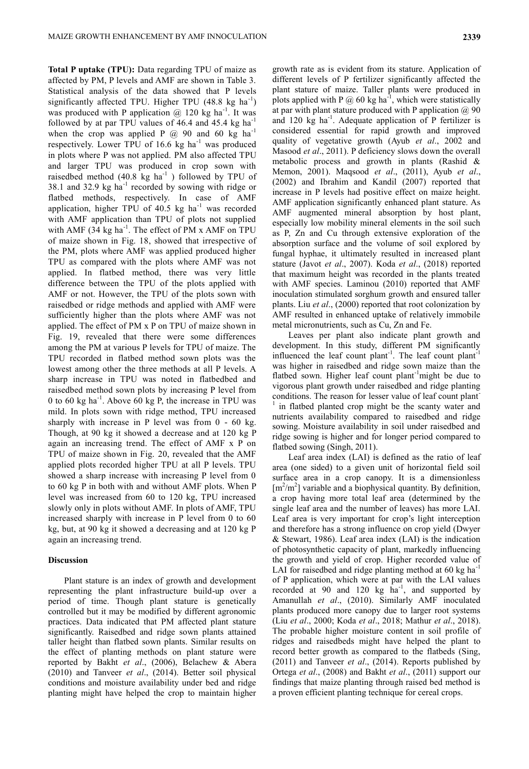**Total P uptake (TPU):** Data regarding TPU of maize as affected by PM, P levels and AMF are shown in Table 3. Statistical analysis of the data showed that P levels significantly affected TPU. Higher TPU (48.8 kg ha$^{-1}$) was produced with P application @ 120 kg ha$^{-1}$. It was followed by at par TPU values of 46.4 and 45.4 kg ha$^{-1}$ when the crop was applied P @ 90 and 60 kg ha$^{-1}$ respectively. Lower TPU of 16.6 kg ha$^{-1}$ was produced in plots where P was not applied. PM also affected TPU and larger TPU was produced in crop sown with raisedbed method (40.8 kg ha$^{-1}$ ) followed by TPU of 38.1 and 32.9 kg ha$^{-1}$ recorded by sowing with ridge or flatbed methods, respectively. In case of AMF application, higher TPU of 40.5 kg ha$^{-1}$ was recorded with AMF application than TPU of plots not supplied with AMF (34 kg ha$^{-1}$. The effect of PM x AMF on TPU of maize shown in Fig. 18, showed that irrespective of the PM, plots where AMF was applied produced higher TPU as compared with the plots where AMF was not applied. In flatbed method, there was very little difference between the TPU of the plots applied with AMF or not. However, the TPU of the plots sown with raisedbed or ridge methods and applied with AMF were sufficiently higher than the plots where AMF was not applied. The effect of PM x P on TPU of maize shown in Fig. 19, revealed that there were some differences among the PM at various P levels for TPU of maize. The TPU recorded in flatbed method sown plots was the lowest among other the three methods at all P levels. A sharp increase in TPU was noted in flatbedbed and raisedbed method sown plots by increasing P level from 0 to 60 kg ha$^{-1}$. Above 60 kg P, the increase in TPU was mild. In plots sown with ridge method, TPU increased sharply with increase in P level was from 0 - 60 kg. Though, at 90 kg it showed a decrease and at 120 kg P again an increasing trend. The effect of AMF x P on TPU of maize shown in Fig. 20, revealed that the AMF applied plots recorded higher TPU at all P levels. TPU showed a sharp increase with increasing P level from 0 to 60 kg P in both with and without AMF plots. When P level was increased from 60 to 120 kg, TPU increased slowly only in plots without AMF. In plots of AMF, TPU increased sharply with increase in P level from 0 to 60 kg, but, at 90 kg it showed a decreasing and at 120 kg P again an increasing trend.

## Discussion

Plant stature is an index of growth and development representing the plant infrastructure build-up over a period of time. Though plant stature is genetically controlled but it may be modified by different agronomic practices. Data indicated that PM affected plant stature significantly. Raisedbed and ridge sown plants attained taller height than flatbed sown plants. Similar results on the effect of planting methods on plant stature were reported by Bakht *et al*., (2006), Belachew & Abera (2010) and Tanveer *et al*., (2014). Better soil physical conditions and moisture availability under bed and ridge planting might have helped the crop to maintain higher growth rate as is evident from its stature. Application of different levels of P fertilizer significantly affected the plant stature of maize. Taller plants were produced in plots applied with P @ 60 kg ha$^{-1}$, which were statistically at par with plant stature produced with P application @ 90 and 120 kg ha$^{-1}$. Adequate application of P fertilizer is considered essential for rapid growth and improved quality of vegetative growth (Ayub *et al*., 2002 and Masood *et al*., 2011). P deficiency slows down the overall metabolic process and growth in plants (Rashid & Memon, 2001). Maqsood *et al*., (2011), Ayub *et al*., (2002) and Ibrahim and Kandil (2007) reported that increase in P levels had positive effect on maize height. AMF application significantly enhanced plant stature. As AMF augmented mineral absorption by host plant, especially low mobility mineral elements in the soil such as P, Zn and Cu through extensive exploration of the absorption surface and the volume of soil explored by fungal hyphae, it ultimately resulted in increased plant stature (Javot *et al*., 2007). Koda *et al*., (2018) reported that maximum height was recorded in the plants treated with AMF species. Laminou (2010) reported that AMF inoculation stimulated sorghum growth and ensured taller plants. Liu *et al*., (2000) reported that root colonization by AMF resulted in enhanced uptake of relatively immobile metal micronutrients, such as Cu, Zn and Fe.

Leaves per plant also indicate plant growth and development. In this study, different PM significantly influenced the leaf count plant$^{-1}$. The leaf count plant$^{-1}$ was higher in raisedbed and ridge sown maize than the flatbed sown. Higher leaf count plant$^{-1}$might be due to vigorous plant growth under raisedbed and ridge planting conditions. The reason for lesser value of leaf count plant$^{-1}$ in flatbed planted crop might be the scanty water and nutrients availability compared to raisedbed and ridge sowing. Moisture availability in soil under raisedbed and ridge sowing is higher and for longer period compared to flatbed sowing (Singh, 2011).

Leaf area index (LAI) is defined as the ratio of leaf area (one sided) to a given unit of horizontal field soil surface area in a crop canopy. It is a dimensionless [$m^2/m^2$] variable and a biophysical quantity. By definition, a crop having more total leaf area (determined by the single leaf area and the number of leaves) has more LAI. Leaf area is very important for crop's light interception and therefore has a strong influence on crop yield (Dwyer & Stewart, 1986). Leaf area index (LAI) is the indication of photosynthetic capacity of plant, markedly influencing the growth and yield of crop. Higher recorded value of LAI for raisedbed and ridge planting method at 60 kg ha$^{-1}$ of P application, which were at par with the LAI values recorded at 90 and 120 kg ha$^{-1}$, and supported by Amanullah *et al*., (2010). Similarly AMF inoculated plants produced more canopy due to larger root systems (Liu *et al*., 2000; Koda *et al*., 2018; Mathur *et al*., 2018). The probable higher moisture content in soil profile of ridges and raisedbeds might have helped the plant to record better growth as compared to the flatbeds (Sing, (2011) and Tanveer *et al*., (2014). Reports published by Ortega *et al*., (2008) and Bakht *et al*., (2011) support our findings that maize planting through raised bed method is a proven efficient planting technique for cereal crops.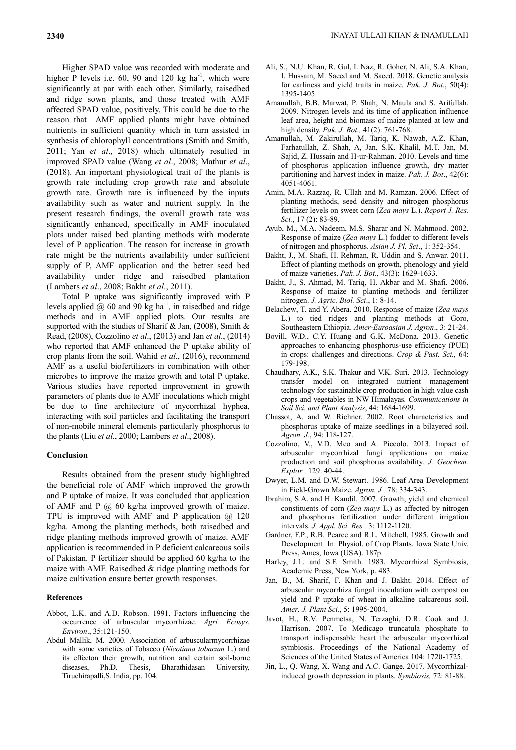Higher SPAD value was recorded with moderate and higher P levels i.e. 60, 90 and 120 kg $ha^{-1}$, which were significantly at par with each other. Similarly, raisedbed and ridge sown plants, and those treated with AMF affected SPAD value, positively. This could be due to the reason that AMF applied plants might have obtained nutrients in sufficient quantity which in turn assisted in synthesis of chlorophyll concentrations (Smith and Smith, 2011; Yan *et al*., 2018) which ultimately resulted in improved SPAD value (Wang *et al*., 2008; Mathur *et al*., (2018). An important physiological trait of the plants is growth rate including crop growth rate and absolute growth rate. Growth rate is influenced by the inputs availability such as water and nutrient supply. In the present research findings, the overall growth rate was significantly enhanced, specifically in AMF inoculated plots under raised bed planting methods with moderate level of P application. The reason for increase in growth rate might be the nutrients availability under sufficient supply of P, AMF application and the better seed bed availability under ridge and raisedbed plantation (Lambers *et al*., 2008; Bakht *et al*., 2011).

Total P uptake was significantly improved with P levels applied @ 60 and 90 kg $ha^{-1}$, in raisedbed and ridge methods and in AMF applied plots. Our results are supported with the studies of Sharif & Jan, (2008), Smith & Read, (2008), Cozzolino *et al*., (2013) and Jan *et al*., (2014) who reported that AMF enhanced the P uptake ability of crop plants from the soil. Wahid *et al*., (2016), recommend AMF as a useful biofertilizers in combination with other microbes to improve the maize growth and total P uptake. Various studies have reported improvement in growth parameters of plants due to AMF inoculations which might be due to fine architecture of mycorrhizal hyphea, interacting with soil particles and facilitating the transport of non-mobile mineral elements particularly phosphorus to the plants (Liu *et al*., 2000; Lambers *et al*., 2008).

## Conclusion

Results obtained from the present study highlighted the beneficial role of AMF which improved the growth and P uptake of maize. It was concluded that application of AMF and P @ 60 kg/ha improved growth of maize. TPU is improved with AMF and P application @ 120 kg/ha. Among the planting methods, both raisedbed and ridge planting methods improved growth of maize. AMF application is recommended in P deficient calcareous soils of Pakistan. P fertilizer should be applied 60 kg/ha to the maize with AMF. Raisedbed & ridge planting methods for maize cultivation ensure better growth responses.

## References

Abbot, L.K. and A.D. Robson. 1991. Factors influencing the occurrence of arbuscular mycorrhizae. *Agri. Ecosys. Environ*., 35:121-150.

Abdul Mallik, M. 2000. Association of arbuscularmycorrhizae with some varieties of Tobacco (*Nicotiana tobacum* L.) and its effecton their growth, nutrition and certain soil-borne diseases, Ph.D. Thesis, Bharathidasan University, Tiruchirapalli,S. India, pp. 104.

Ali, S., N.U. Khan, R. Gul, I. Naz, R. Goher, N. Ali, S.A. Khan, I. Hussain, M. Saeed and M. Saeed. 2018. Genetic analysis for earliness and yield traits in maize. *Pak. J. Bot*., 50(4): 1395-1405.

Amanullah, B.B. Marwat, P. Shah, N. Maula and S. Arifullah. 2009. Nitrogen levels and its time of application influence leaf area, height and biomass of maize planted at low and high density. *Pak. J. Bot.,* 41(2): 761-768.

Amanullah, M. Zakirullah, M. Tariq, K. Nawab, A.Z. Khan, Farhatullah, Z. Shah, A, Jan, S.K. Khalil, M.T. Jan, M. Sajid, Z. Hussain and H-ur-Rahman. 2010. Levels and time of phosphorus application influence growth, dry matter partitioning and harvest index in maize. *Pak. J. Bot*., 42(6): 4051-4061.

Amin, M.A. Razzaq, R. Ullah and M. Ramzan. 2006. Effect of planting methods, seed density and nitrogen phosphorus fertilizer levels on sweet corn (*Zea mays* L.). *Report J. Res. Sci.*, 17 (2): 83-89.

Ayub, M., M.A. Nadeem, M.S. Sharar and N. Mahmood. 2002. Response of maize (*Zea mays* L.) fodder to different levels of nitrogen and phosphorus. *Asian J. Pl. Sci*., 1: 352-354.

Bakht, J., M. Shafi, H. Rehman, R. Uddin and S. Anwar. 2011. Effect of planting methods on growth, phenology and yield of maize varieties. *Pak. J. Bot*., 43(3): 1629-1633.

Bakht, J., S. Ahmad, M. Tariq, H. Akbar and M. Shafi. 2006. Response of maize to planting methods and fertilizer nitrogen. *J. Agric. Biol. Sci*., 1: 8-14.

Belachew, T. and Y. Abera. 2010. Response of maize (*Zea mays* L.) to tied ridges and planting methods at Goro, Southeastern Ethiopia. *Amer-Euroasian J. Agron*., 3: 21-24.

Bovill, W.D., C.Y. Huang and G.K. McDona. 2013. Genetic approaches to enhancing phosphorus-use efficiency (PUE) in crops: challenges and directions. *Crop & Past. Sci.,* 64: 179-198.

Chaudhary, A.K., S.K. Thakur and V.K. Suri. 2013. Technology transfer model on integrated nutrient management technology for sustainable crop production in high value cash crops and vegetables in NW Himalayas. *Communications in Soil Sci. and Plant Analysis*, 44: 1684-1699.

Chassot, A. and W. Richner. 2002. Root characteristics and phosphorus uptake of maize seedlings in a bilayered soil. *Agron. J.*, 94: 118-127.

Cozzolino, V., V.D. Meo and A. Piccolo. 2013. Impact of arbuscular mycorrhizal fungi applications on maize production and soil phosphorus availability. *J. Geochem. Explor.,* 129: 40-44.

Dwyer, L.M. and D.W. Stewart. 1986. Leaf Area Development in Field-Grown Maize. *Agron. J.,* 78: 334-343.

Ibrahim, S.A. and H. Kandil. 2007. Growth, yield and chemical constituents of corn (*Zea mays* L.) as affected by nitrogen and phosphorus fertilization under different irrigation intervals. *J. Appl. Sci. Res.,* 3: 1112-1120.

Gardner, F.P., R.B. Pearce and R.L. Mitchell, 1985. Growth and Development. In: Physiol. of Crop Plants. Iowa State Univ. Press, Ames, Iowa (USA). 187p.

Harley, J.L. and S.F. Smith. 1983. Mycorrhizal Symbiosis, Academic Press, New York, p. 483.

Jan, B., M. Sharif, F. Khan and J. Bakht. 2014. Effect of arbuscular mycorrhiza fungal inoculation with compost on yield and P uptake of wheat in alkaline calcareous soil. *Amer. J. Plant Sci.*, 5: 1995-2004.

Javot, H., R.V. Penmetsa, N. Terzaghi, D.R. Cook and J. Harrison. 2007. To Medicago truncatula phosphate to transport indispensable heart the arbuscular mycorrhizal symbiosis. Proceedings of the National Academy of Sciences of the United States of America 104: 1720-1725.

Jin, L., Q. Wang, X. Wang and A.C. Gange. 2017. Mycorrhizal-induced growth depression in plants. *Symbiosis,* 72: 81-88.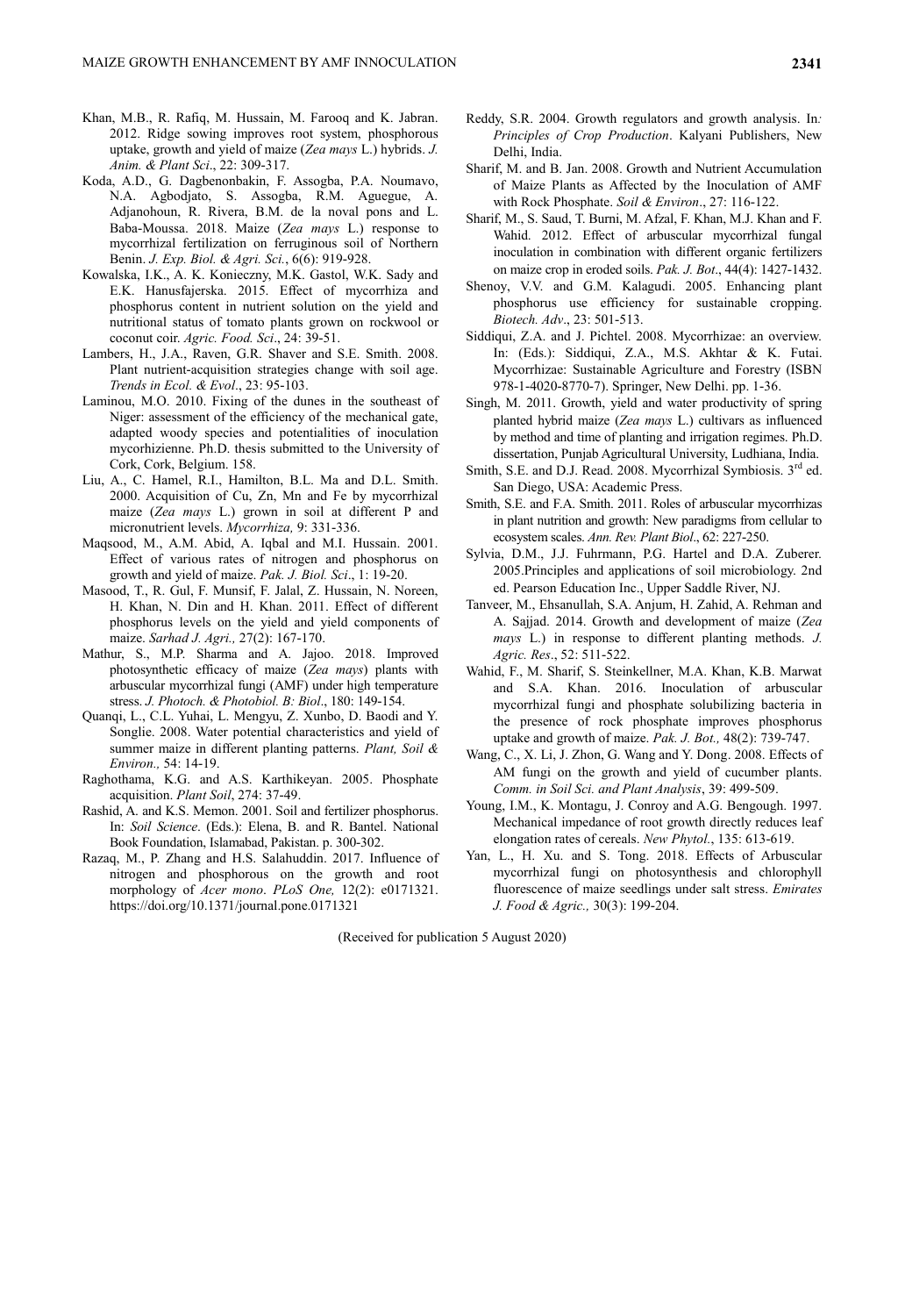Khan, M.B., R. Rafiq, M. Hussain, M. Farooq and K. Jabran. 2012. Ridge sowing improves root system, phosphorous uptake, growth and yield of maize (*Zea mays* L.) hybrids. *J. Anim. & Plant Sci*., 22: 309-317.

Koda, A.D., G. Dagbenonbakin, F. Assogba, P.A. Noumavo, N.A. Agbodjato, S. Assogba, R.M. Aguegue, A. Adjanohoun, R. Rivera, B.M. de la noval pons and L. Baba-Moussa. 2018. Maize (*Zea mays* L.) response to mycorrhizal fertilization on ferruginous soil of Northern Benin. *J. Exp. Biol. & Agri. Sci.*, 6(6): 919-928.

Kowalska, I.K., A. K. Konieczny, M.K. Gastol, W.K. Sady and E.K. Hanusfajerska. 2015. Effect of mycorrhiza and phosphorus content in nutrient solution on the yield and nutritional status of tomato plants grown on rockwool or coconut coir. *Agric. Food. Sci*., 24: 39-51.

Lambers, H., J.A., Raven, G.R. Shaver and S.E. Smith. 2008. Plant nutrient-acquisition strategies change with soil age. *Trends in Ecol. & Evol*., 23: 95-103.

Laminou, M.O. 2010. Fixing of the dunes in the southeast of Niger: assessment of the efficiency of the mechanical gate, adapted woody species and potentialities of inoculation mycorhizienne. Ph.D. thesis submitted to the University of Cork, Cork, Belgium. 158.

Liu, A., C. Hamel, R.I., Hamilton, B.L. Ma and D.L. Smith. 2000. Acquisition of Cu, Zn, Mn and Fe by mycorrhizal maize (*Zea mays* L.) grown in soil at different P and micronutrient levels. *Mycorrhiza,* 9: 331-336.

Maqsood, M., A.M. Abid, A. Iqbal and M.I. Hussain. 2001. Effect of various rates of nitrogen and phosphorus on growth and yield of maize. *Pak. J. Biol. Sci*., 1: 19-20.

Masood, T., R. Gul, F. Munsif, F. Jalal, Z. Hussain, N. Noreen, H. Khan, N. Din and H. Khan. 2011. Effect of different phosphorus levels on the yield and yield components of maize. *Sarhad J. Agri.,* 27(2): 167-170.

Mathur, S., M.P. Sharma and A. Jajoo. 2018. Improved photosynthetic efficacy of maize (*Zea mays*) plants with arbuscular mycorrhizal fungi (AMF) under high temperature stress. *J. Photoch. & Photobiol. B: Biol*., 180: 149-154.

Quanqi, L., C.L. Yuhai, L. Mengyu, Z. Xunbo, D. Baodi and Y. Songlie. 2008. Water potential characteristics and yield of summer maize in different planting patterns. *Plant, Soil & Environ.,* 54: 14-19.

Raghothama, K.G. and A.S. Karthikeyan. 2005. Phosphate acquisition. *Plant Soil*, 274: 37-49.

Rashid, A. and K.S. Memon. 2001. Soil and fertilizer phosphorus. In: *Soil Science*. (Eds.): Elena, B. and R. Bantel. National Book Foundation, Islamabad, Pakistan. p. 300-302.

Razaq, M., P. Zhang and H.S. Salahuddin. 2017. Influence of nitrogen and phosphorous on the growth and root morphology of *Acer mono*. *PLoS One,* 12(2): e0171321. https://doi.org/10.1371/journal.pone.0171321

Reddy, S.R. 2004. Growth regulators and growth analysis. In*: Principles of Crop Production*. Kalyani Publishers, New Delhi, India.

Sharif, M. and B. Jan. 2008. Growth and Nutrient Accumulation of Maize Plants as Affected by the Inoculation of AMF with Rock Phosphate. *Soil & Environ*., 27: 116-122.

Sharif, M., S. Saud, T. Burni, M. Afzal, F. Khan, M.J. Khan and F. Wahid. 2012. Effect of arbuscular mycorrhizal fungal inoculation in combination with different organic fertilizers on maize crop in eroded soils. *Pak. J. Bot*., 44(4): 1427-1432.

Shenoy, V.V. and G.M. Kalagudi. 2005. Enhancing plant phosphorus use efficiency for sustainable cropping. *Biotech. Adv*., 23: 501-513.

Siddiqui, Z.A. and J. Pichtel. 2008. Mycorrhizae: an overview. In: (Eds.): Siddiqui, Z.A., M.S. Akhtar & K. Futai. Mycorrhizae: Sustainable Agriculture and Forestry (ISBN 978-1-4020-8770-7). Springer, New Delhi. pp. 1-36.

Singh, M. 2011. Growth, yield and water productivity of spring planted hybrid maize (*Zea mays* L.) cultivars as influenced by method and time of planting and irrigation regimes. Ph.D. dissertation, Punjab Agricultural University, Ludhiana, India.

Smith, S.E. and D.J. Read. 2008. Mycorrhizal Symbiosis. 3rd ed. San Diego, USA: Academic Press.

Smith, S.E. and F.A. Smith. 2011. Roles of arbuscular mycorrhizas in plant nutrition and growth: New paradigms from cellular to ecosystem scales. *Ann. Rev. Plant Biol*., 62: 227-250.

Sylvia, D.M., J.J. Fuhrmann, P.G. Hartel and D.A. Zuberer. 2005.Principles and applications of soil microbiology. 2nd ed. Pearson Education Inc., Upper Saddle River, NJ.

Tanveer, M., Ehsanullah, S.A. Anjum, H. Zahid, A. Rehman and A. Sajjad. 2014. Growth and development of maize (*Zea mays* L.) in response to different planting methods. *J. Agric. Res*., 52: 511-522.

Wahid, F., M. Sharif, S. Steinkellner, M.A. Khan, K.B. Marwat and S.A. Khan. 2016. Inoculation of arbuscular mycorrhizal fungi and phosphate solubilizing bacteria in the presence of rock phosphate improves phosphorus uptake and growth of maize. *Pak. J. Bot.,* 48(2): 739-747.

Wang, C., X. Li, J. Zhon, G. Wang and Y. Dong. 2008. Effects of AM fungi on the growth and yield of cucumber plants. *Comm. in Soil Sci. and Plant Analysis*, 39: 499-509.

Young, I.M., K. Montagu, J. Conroy and A.G. Bengough. 1997. Mechanical impedance of root growth directly reduces leaf elongation rates of cereals. *New Phytol.*, 135: 613-619.

Yan, L., H. Xu. and S. Tong. 2018. Effects of Arbuscular mycorrhizal fungi on photosynthesis and chlorophyll fluorescence of maize seedlings under salt stress. *Emirates J. Food & Agric.,* 30(3): 199-204.

(Received for publication 5 August 2020)